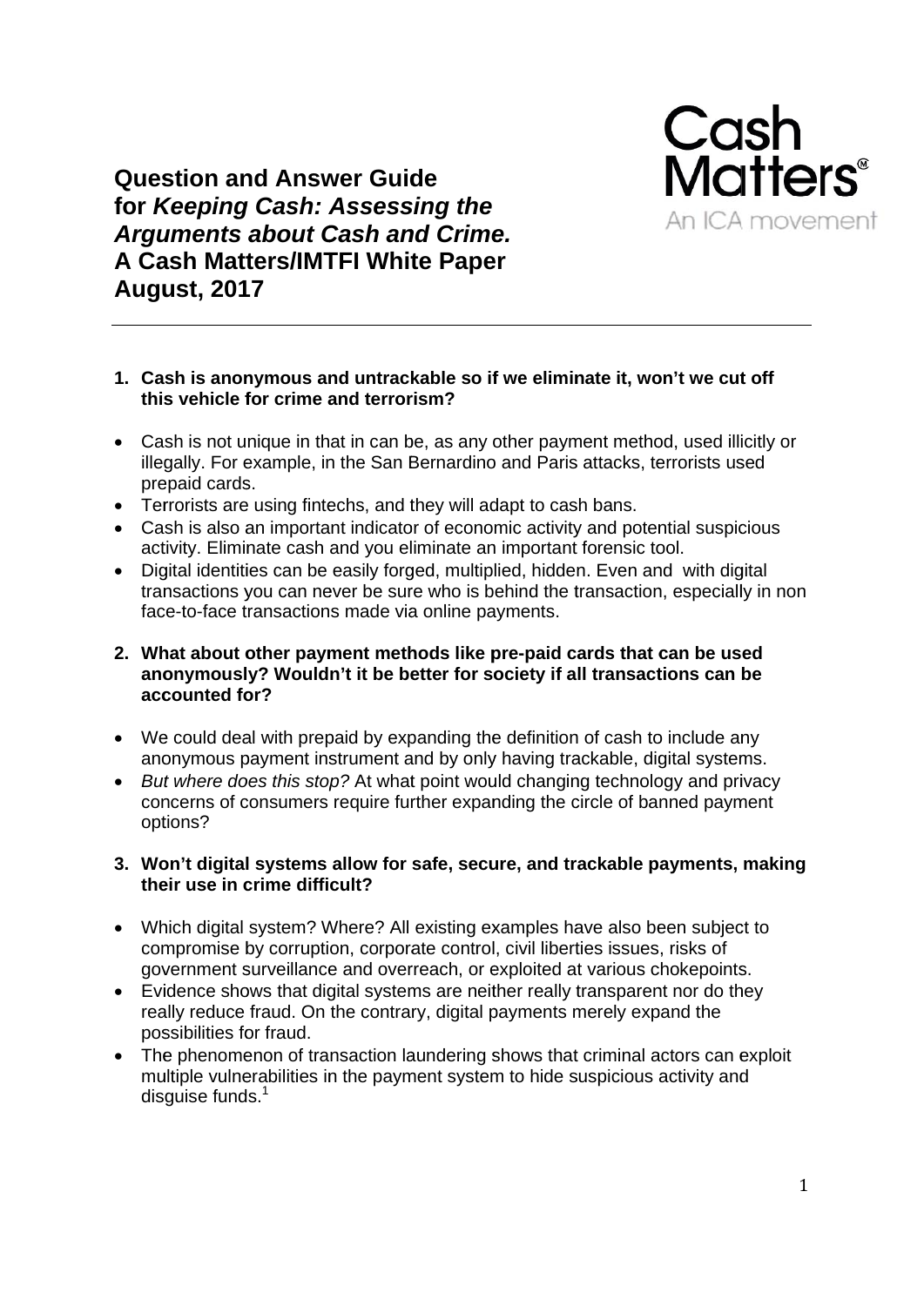# Question and Answer Guide for *Keeping Cash: Assessing the Arguments about Cash and Crime.* A Cash Matters/IMTFI White Paper August, 2017

Cash Matters® An ICA movement

---

1. **Cash is anonymous and untrackable so if we eliminate it, won't we cut off this vehicle for crime and terrorism?**

- Cash is not unique in that in can be, as any other payment method, used illicitly or illegally. For example, in the San Bernardino and Paris attacks, terrorists used prepaid cards.
- Terrorists are using fintechs, and they will adapt to cash bans.
- Cash is also an important indicator of economic activity and potential suspicious activity. Eliminate cash and you eliminate an important forensic tool.
- Digital identities can be easily forged, multiplied, hidden. Even and with digital transactions you can never be sure who is behind the transaction, especially in non face-to-face transactions made via online payments.

2. **What about other payment methods like pre-paid cards that can be used anonymously? Wouldn't it be better for society if all transactions can be accounted for?**

- We could deal with prepaid by expanding the definition of cash to include any anonymous payment instrument and by only having trackable, digital systems.
- *But where does this stop?* At what point would changing technology and privacy concerns of consumers require further expanding the circle of banned payment options?

3. **Won't digital systems allow for safe, secure, and trackable payments, making their use in crime difficult?**

- Which digital system? Where? All existing examples have also been subject to compromise by corruption, corporate control, civil liberties issues, risks of government surveillance and overreach, or exploited at various chokepoints.
- Evidence shows that digital systems are neither really transparent nor do they really reduce fraud. On the contrary, digital payments merely expand the possibilities for fraud.
- The phenomenon of transaction laundering shows that criminal actors can exploit multiple vulnerabilities in the payment system to hide suspicious activity and disguise funds.[1]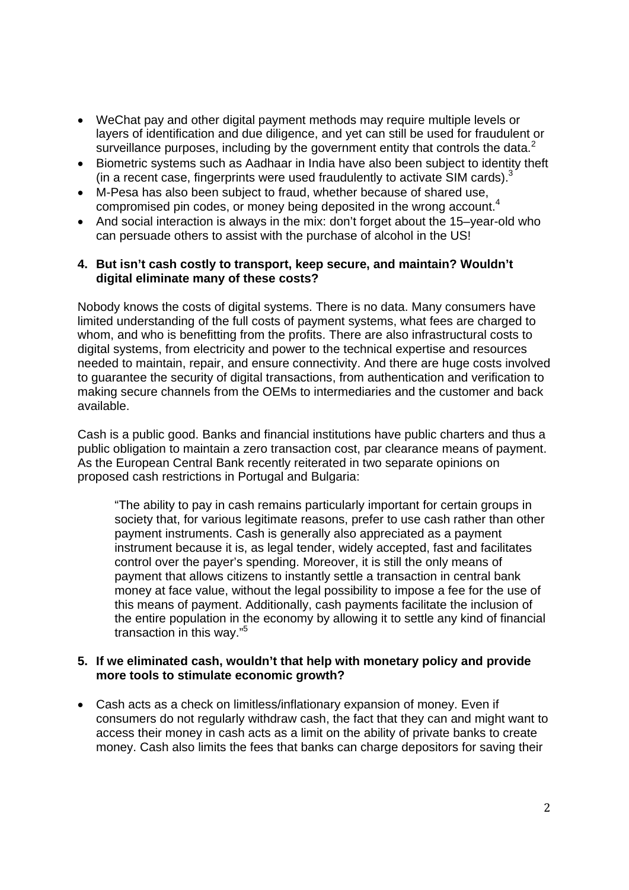- WeChat pay and other digital payment methods may require multiple levels or layers of identification and due diligence, and yet can still be used for fraudulent or surveillance purposes, including by the government entity that controls the data.[2]
- Biometric systems such as Aadhaar in India have also been subject to identity theft (in a recent case, fingerprints were used fraudulently to activate SIM cards).[3]
- M-Pesa has also been subject to fraud, whether because of shared use, compromised pin codes, or money being deposited in the wrong account.[4]
- And social interaction is always in the mix: don't forget about the 15–year-old who can persuade others to assist with the purchase of alcohol in the US!

**4. But isn't cash costly to transport, keep secure, and maintain? Wouldn't digital eliminate many of these costs?**

Nobody knows the costs of digital systems. There is no data. Many consumers have limited understanding of the full costs of payment systems, what fees are charged to whom, and who is benefitting from the profits. There are also infrastructural costs to digital systems, from electricity and power to the technical expertise and resources needed to maintain, repair, and ensure connectivity. And there are huge costs involved to guarantee the security of digital transactions, from authentication and verification to making secure channels from the OEMs to intermediaries and the customer and back available.

Cash is a public good. Banks and financial institutions have public charters and thus a public obligation to maintain a zero transaction cost, par clearance means of payment. As the European Central Bank recently reiterated in two separate opinions on proposed cash restrictions in Portugal and Bulgaria:

> "The ability to pay in cash remains particularly important for certain groups in society that, for various legitimate reasons, prefer to use cash rather than other payment instruments. Cash is generally also appreciated as a payment instrument because it is, as legal tender, widely accepted, fast and facilitates control over the payer's spending. Moreover, it is still the only means of payment that allows citizens to instantly settle a transaction in central bank money at face value, without the legal possibility to impose a fee for the use of this means of payment. Additionally, cash payments facilitate the inclusion of the entire population in the economy by allowing it to settle any kind of financial transaction in this way."[5]

**5. If we eliminated cash, wouldn't that help with monetary policy and provide more tools to stimulate economic growth?**

- Cash acts as a check on limitless/inflationary expansion of money. Even if consumers do not regularly withdraw cash, the fact that they can and might want to access their money in cash acts as a limit on the ability of private banks to create money. Cash also limits the fees that banks can charge depositors for saving their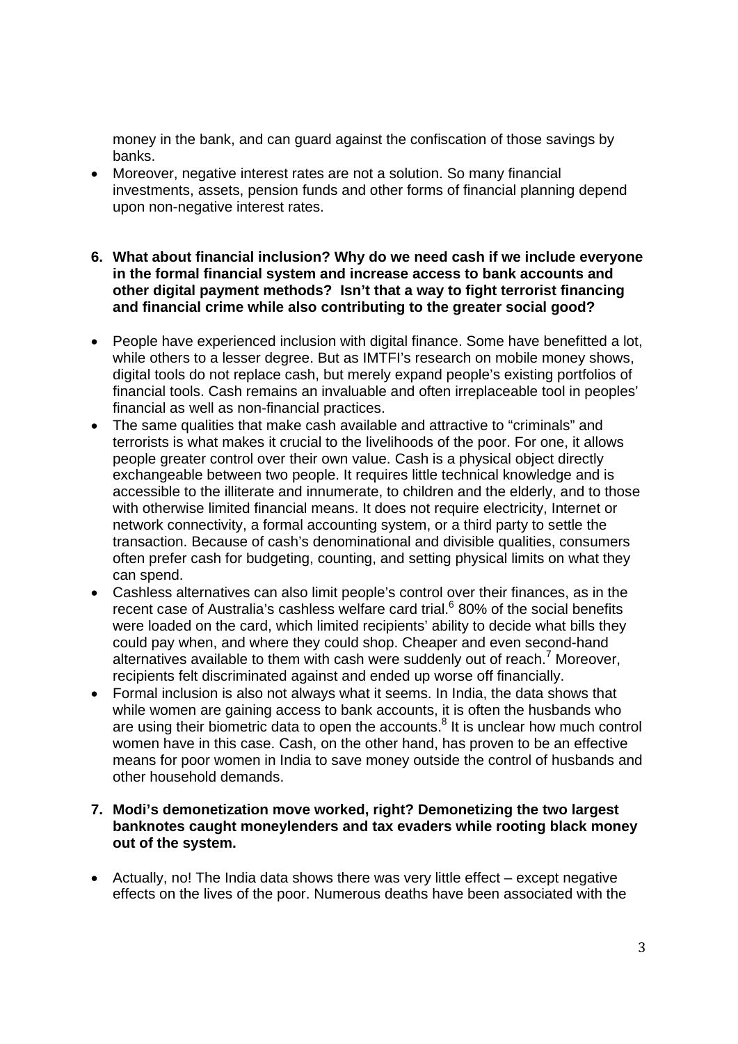money in the bank, and can guard against the confiscation of those savings by banks.

- Moreover, negative interest rates are not a solution. So many financial investments, assets, pension funds and other forms of financial planning depend upon non-negative interest rates.

**6. What about financial inclusion? Why do we need cash if we include everyone in the formal financial system and increase access to bank accounts and other digital payment methods? Isn't that a way to fight terrorist financing and financial crime while also contributing to the greater social good?**

- People have experienced inclusion with digital finance. Some have benefitted a lot, while others to a lesser degree. But as IMTFI's research on mobile money shows, digital tools do not replace cash, but merely expand people's existing portfolios of financial tools. Cash remains an invaluable and often irreplaceable tool in peoples' financial as well as non-financial practices.
- The same qualities that make cash available and attractive to "criminals" and terrorists is what makes it crucial to the livelihoods of the poor. For one, it allows people greater control over their own value. Cash is a physical object directly exchangeable between two people. It requires little technical knowledge and is accessible to the illiterate and innumerate, to children and the elderly, and to those with otherwise limited financial means. It does not require electricity, Internet or network connectivity, a formal accounting system, or a third party to settle the transaction. Because of cash's denominational and divisible qualities, consumers often prefer cash for budgeting, counting, and setting physical limits on what they can spend.
- Cashless alternatives can also limit people's control over their finances, as in the recent case of Australia's cashless welfare card trial.[6] 80% of the social benefits were loaded on the card, which limited recipients' ability to decide what bills they could pay when, and where they could shop. Cheaper and even second-hand alternatives available to them with cash were suddenly out of reach.[7] Moreover, recipients felt discriminated against and ended up worse off financially.
- Formal inclusion is also not always what it seems. In India, the data shows that while women are gaining access to bank accounts, it is often the husbands who are using their biometric data to open the accounts.[8] It is unclear how much control women have in this case. Cash, on the other hand, has proven to be an effective means for poor women in India to save money outside the control of husbands and other household demands.

**7. Modi's demonetization move worked, right? Demonetizing the two largest banknotes caught moneylenders and tax evaders while rooting black money out of the system.**

- Actually, no! The India data shows there was very little effect – except negative effects on the lives of the poor. Numerous deaths have been associated with the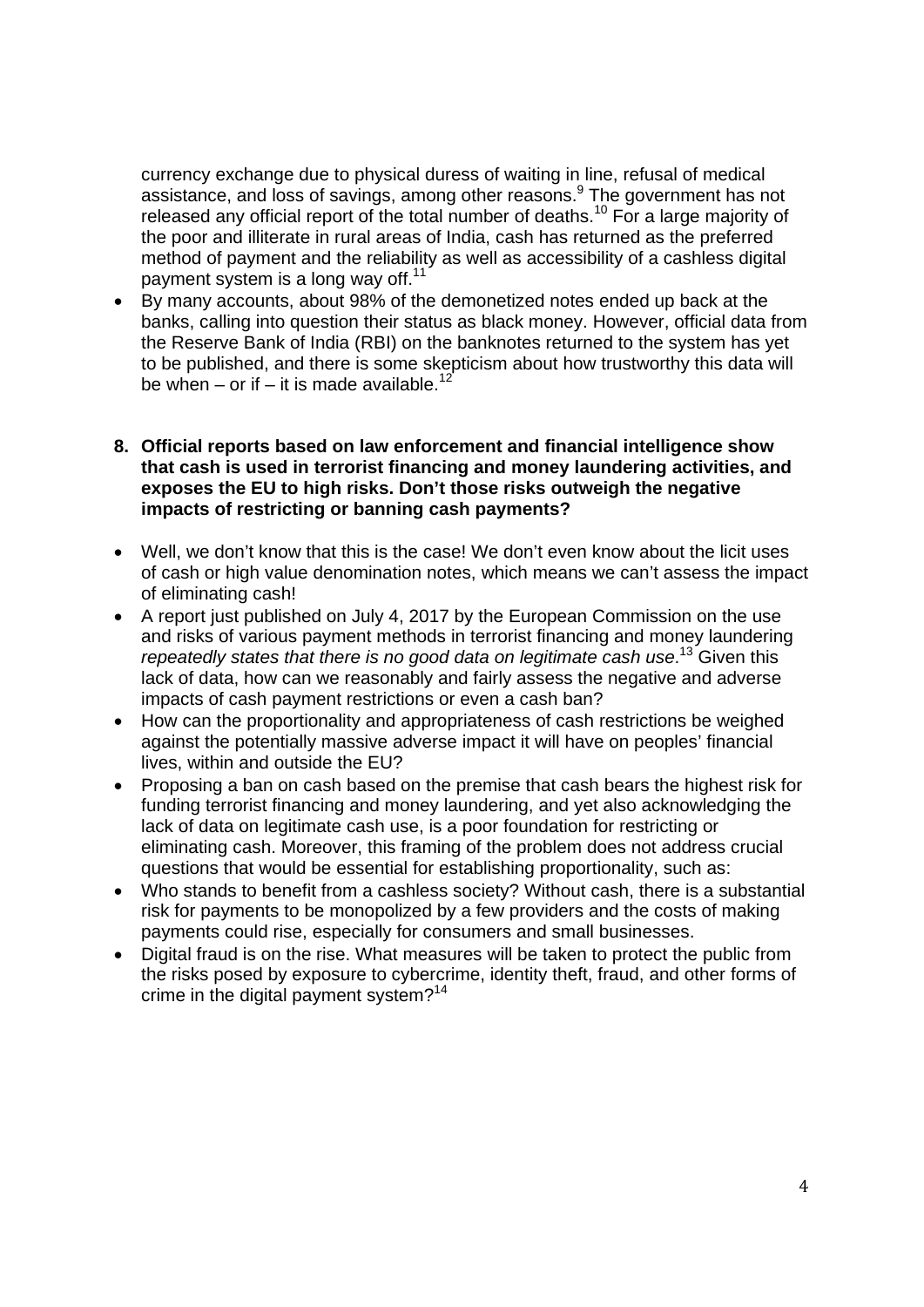currency exchange due to physical duress of waiting in line, refusal of medical assistance, and loss of savings, among other reasons.[9] The government has not released any official report of the total number of deaths.[10] For a large majority of the poor and illiterate in rural areas of India, cash has returned as the preferred method of payment and the reliability as well as accessibility of a cashless digital payment system is a long way off.[11]

- By many accounts, about 98% of the demonetized notes ended up back at the banks, calling into question their status as black money. However, official data from the Reserve Bank of India (RBI) on the banknotes returned to the system has yet to be published, and there is some skepticism about how trustworthy this data will be when – or if – it is made available.[12]

**8. Official reports based on law enforcement and financial intelligence show that cash is used in terrorist financing and money laundering activities, and exposes the EU to high risks. Don't those risks outweigh the negative impacts of restricting or banning cash payments?**

- Well, we don't know that this is the case! We don't even know about the licit uses of cash or high value denomination notes, which means we can't assess the impact of eliminating cash!
- A report just published on July 4, 2017 by the European Commission on the use and risks of various payment methods in terrorist financing and money laundering *repeatedly states that there is no good data on legitimate cash use*.[13] Given this lack of data, how can we reasonably and fairly assess the negative and adverse impacts of cash payment restrictions or even a cash ban?
- How can the proportionality and appropriateness of cash restrictions be weighed against the potentially massive adverse impact it will have on peoples' financial lives, within and outside the EU?
- Proposing a ban on cash based on the premise that cash bears the highest risk for funding terrorist financing and money laundering, and yet also acknowledging the lack of data on legitimate cash use, is a poor foundation for restricting or eliminating cash. Moreover, this framing of the problem does not address crucial questions that would be essential for establishing proportionality, such as:
- Who stands to benefit from a cashless society? Without cash, there is a substantial risk for payments to be monopolized by a few providers and the costs of making payments could rise, especially for consumers and small businesses.
- Digital fraud is on the rise. What measures will be taken to protect the public from the risks posed by exposure to cybercrime, identity theft, fraud, and other forms of crime in the digital payment system?[14]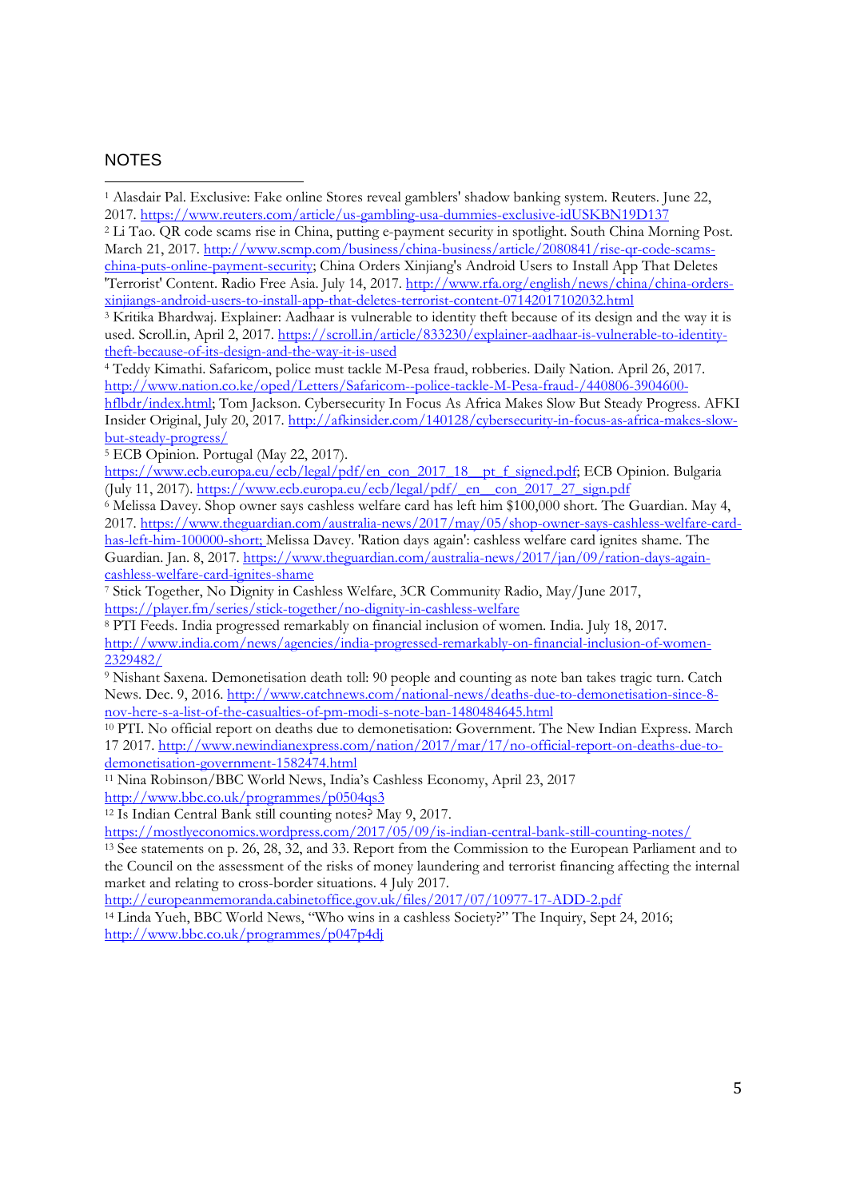## NOTES

[1] Alasdair Pal. Exclusive: Fake online Stores reveal gamblers' shadow banking system. Reuters. June 22, 2017. https://www.reuters.com/article/us-gambling-usa-dummies-exclusive-idUSKBN19D137

[2] Li Tao. QR code scams rise in China, putting e-payment security in spotlight. South China Morning Post. March 21, 2017. http://www.scmp.com/business/china-business/article/2080841/rise-qr-code-scams-china-puts-online-payment-security; China Orders Xinjiang's Android Users to Install App That Deletes 'Terrorist' Content. Radio Free Asia. July 14, 2017. http://www.rfa.org/english/news/china/china-orders-xinjiangs-android-users-to-install-app-that-deletes-terrorist-content-07142017102032.html

[3] Kritika Bhardwaj. Explainer: Aadhaar is vulnerable to identity theft because of its design and the way it is used. Scroll.in, April 2, 2017. https://scroll.in/article/833230/explainer-aadhaar-is-vulnerable-to-identity-theft-because-of-its-design-and-the-way-it-is-used

[4] Teddy Kimathi. Safaricom, police must tackle M-Pesa fraud, robberies. Daily Nation. April 26, 2017. http://www.nation.co.ke/oped/Letters/Safaricom--police-tackle-M-Pesa-fraud-/440806-3904600-hflbdr/index.html; Tom Jackson. Cybersecurity In Focus As Africa Makes Slow But Steady Progress. AFKI Insider Original, July 20, 2017. http://afkinsider.com/140128/cybersecurity-in-focus-as-africa-makes-slow-but-steady-progress/

[5] ECB Opinion. Portugal (May 22, 2017). https://www.ecb.europa.eu/ecb/legal/pdf/en_con_2017_18__pt_f_signed.pdf; ECB Opinion. Bulgaria (July 11, 2017). https://www.ecb.europa.eu/ecb/legal/pdf/_en__con_2017_27_sign.pdf

[6] Melissa Davey. Shop owner says cashless welfare card has left him $100,000 short. The Guardian. May 4, 2017. https://www.theguardian.com/australia-news/2017/may/05/shop-owner-says-cashless-welfare-card-has-left-him-100000-short; Melissa Davey. 'Ration days again': cashless welfare card ignites shame. The Guardian. Jan. 8, 2017. https://www.theguardian.com/australia-news/2017/jan/09/ration-days-again-cashless-welfare-card-ignites-shame

[7] Stick Together, No Dignity in Cashless Welfare, 3CR Community Radio, May/June 2017, https://player.fm/series/stick-together/no-dignity-in-cashless-welfare

[8] PTI Feeds. India progressed remarkably on financial inclusion of women. India. July 18, 2017. http://www.india.com/news/agencies/india-progressed-remarkably-on-financial-inclusion-of-women-2329482/

[9] Nishant Saxena. Demonetisation death toll: 90 people and counting as note ban takes tragic turn. Catch News. Dec. 9, 2016. http://www.catchnews.com/national-news/deaths-due-to-demonetisation-since-8-nov-here-s-a-list-of-the-casualties-of-pm-modi-s-note-ban-1480484645.html

[10] PTI. No official report on deaths due to demonetisation: Government. The New Indian Express. March 17 2017. http://www.newindianexpress.com/nation/2017/mar/17/no-official-report-on-deaths-due-to-demonetisation-government-1582474.html

[11] Nina Robinson/BBC World News, India's Cashless Economy, April 23, 2017 http://www.bbc.co.uk/programmes/p0504qs3

[12] Is Indian Central Bank still counting notes? May 9, 2017. https://mostlyeconomics.wordpress.com/2017/05/09/is-indian-central-bank-still-counting-notes/

[13] See statements on p. 26, 28, 32, and 33. Report from the Commission to the European Parliament and to the Council on the assessment of the risks of money laundering and terrorist financing affecting the internal market and relating to cross-border situations. 4 July 2017. http://europeanmemoranda.cabinetoffice.gov.uk/files/2017/07/10977-17-ADD-2.pdf

[14] Linda Yueh, BBC World News, "Who wins in a cashless Society?" The Inquiry, Sept 24, 2016; http://www.bbc.co.uk/programmes/p047p4dj